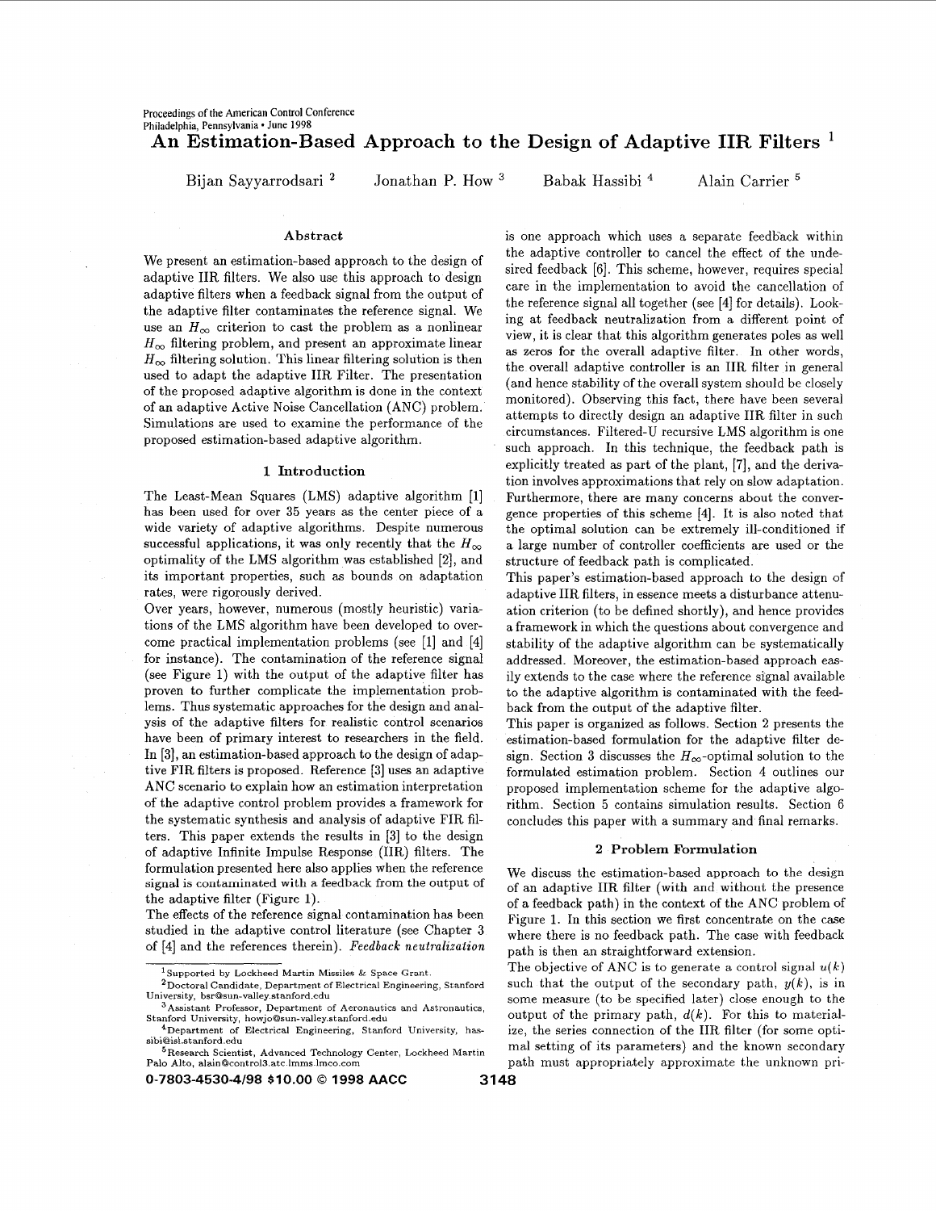Proceedings of the American Control Conference
Philadelphia, Pennsylvania • June 1998

# An Estimation-Based Approach to the Design of Adaptive IIR Filters [1]

Bijan Sayyarrodsari [2] Jonathan P. How [3] Babak Hassibi [4] Alain Carrier [5]

### Abstract

We present an estimation-based approach to the design of adaptive IIR filters. We also use this approach to design adaptive filters when a feedback signal from the output of the adaptive filter contaminates the reference signal. We use an $H_\infty$ criterion to cast the problem as a nonlinear $H_\infty$ filtering problem, and present an approximate linear $H_\infty$ filtering solution. This linear filtering solution is then used to adapt the adaptive IIR Filter. The presentation of the proposed adaptive algorithm is done in the context of an adaptive Active Noise Cancellation (ANC) problem. Simulations are used to examine the performance of the proposed estimation-based adaptive algorithm.

## 1 Introduction

The Least-Mean Squares (LMS) adaptive algorithm [1] has been used for over 35 years as the center piece of a wide variety of adaptive algorithms. Despite numerous successful applications, it was only recently that the $H_\infty$ optimality of the LMS algorithm was established [2], and its important properties, such as bounds on adaptation rates, were rigorously derived.

Over years, however, numerous (mostly heuristic) variations of the LMS algorithm have been developed to overcome practical implementation problems (see [1] and [4] for instance). The contamination of the reference signal (see Figure 1) with the output of the adaptive filter has proven to further complicate the implementation problems. Thus systematic approaches for the design and analysis of the adaptive filters for realistic control scenarios have been of primary interest to researchers in the field. In [3], an estimation-based approach to the design of adaptive FIR filters is proposed. Reference [3] uses an adaptive ANC scenario to explain how an estimation interpretation of the adaptive control problem provides a framework for the systematic synthesis and analysis of adaptive FIR filters. This paper extends the results in [3] to the design of adaptive Infinite Impulse Response (IIR) filters. The formulation presented here also applies when the reference signal is contaminated with a feedback from the output of the adaptive filter (Figure 1).

The effects of the reference signal contamination has been studied in the adaptive control literature (see Chapter 3 of [4] and the references therein). *Feedback neutralization* is one approach which uses a separate feedback within the adaptive controller to cancel the effect of the undesired feedback [6]. This scheme, however, requires special care in the implementation to avoid the cancellation of the reference signal all together (see [4] for details). Looking at feedback neutralization from a different point of view, it is clear that this algorithm generates poles as well as zeros for the overall adaptive filter. In other words, the overall adaptive controller is an IIR filter in general (and hence stability of the overall system should be closely monitored). Observing this fact, there have been several attempts to directly design an adaptive IIR filter in such circumstances. Filtered-U recursive LMS algorithm is one such approach. In this technique, the feedback path is explicitly treated as part of the plant, [7], and the derivation involves approximations that rely on slow adaptation. Furthermore, there are many concerns about the convergence properties of this scheme [4]. It is also noted that the optimal solution can be extremely ill-conditioned if a large number of controller coefficients are used or the structure of feedback path is complicated.

This paper's estimation-based approach to the design of adaptive IIR filters, in essence meets a disturbance attenuation criterion (to be defined shortly), and hence provides a framework in which the questions about convergence and stability of the adaptive algorithm can be systematically addressed. Moreover, the estimation-based approach easily extends to the case where the reference signal available to the adaptive algorithm is contaminated with the feedback from the output of the adaptive filter.

This paper is organized as follows. Section 2 presents the estimation-based formulation for the adaptive filter design. Section 3 discusses the $H_\infty$-optimal solution to the formulated estimation problem. Section 4 outlines our proposed implementation scheme for the adaptive algorithm. Section 5 contains simulation results. Section 6 concludes this paper with a summary and final remarks.

## 2 Problem Formulation

We discuss the estimation-based approach to the design of an adaptive IIR filter (with and without the presence of a feedback path) in the context of the ANC problem of Figure 1. In this section we first concentrate on the case where there is no feedback path. The case with feedback path is then an straightforward extension.

The objective of ANC is to generate a control signal $u(k)$ such that the output of the secondary path, $y(k)$, is in some measure (to be specified later) close enough to the output of the primary path, $d(k)$. For this to materialize, the series connection of the IIR filter (for some optimal setting of its parameters) and the known secondary path must appropriately approximate the unknown pri-

---

[1] Supported by Lockheed Martin Missiles & Space Grant.

[2] Doctoral Candidate, Department of Electrical Engineering, Stanford University, bsr@sun-valley.stanford.edu

[3] Assistant Professor, Department of Aeronautics and Astronautics, Stanford University, howjo@sun-valley.stanford.edu

[4] Department of Electrical Engineering, Stanford University, hassibi@isl.stanford.edu

[5] Research Scientist, Advanced Technology Center, Lockheed Martin Palo Alto, alain@control3.atc.lmms.lmco.com

0-7803-4530-4/98 $10.00 © 1998 AACC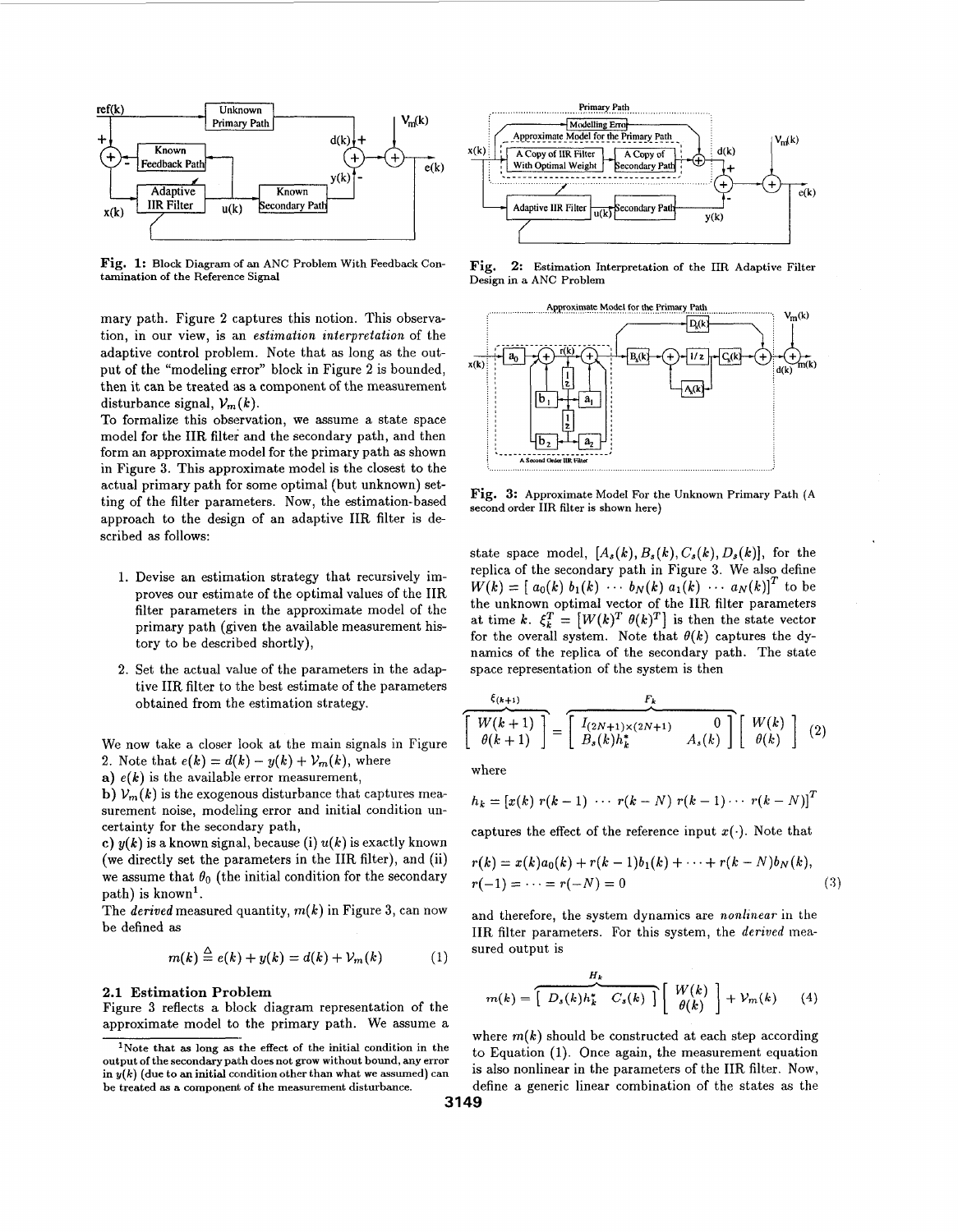Fig. 1: Block Diagram of an ANC Problem With Feedback Contamination of the Reference Signal

Fig. 2: Estimation Interpretation of the IIR Adaptive Filter Design in a ANC Problem

mary path. Figure 2 captures this notion. This observation, in our view, is an *estimation interpretation* of the adaptive control problem. Note that as long as the output of the "modeling error" block in Figure 2 is bounded, then it can be treated as a component of the measurement disturbance signal, $\mathcal{V}_m(k)$.

To formalize this observation, we assume a state space model for the IIR filter and the secondary path, and then form an approximate model for the primary path as shown in Figure 3. This approximate model is the closest to the actual primary path for some optimal (but unknown) setting of the filter parameters. Now, the estimation-based approach to the design of an adaptive IIR filter is described as follows:

1. Devise an estimation strategy that recursively improves our estimate of the optimal values of the IIR filter parameters in the approximate model of the primary path (given the available measurement history to be described shortly),

2. Set the actual value of the parameters in the adaptive IIR filter to the best estimate of the parameters obtained from the estimation strategy.

We now take a closer look at the main signals in Figure 2. Note that $e(k) = d(k) - y(k) + \mathcal{V}_m(k)$, where

**a)** $e(k)$ is the available error measurement,

**b)** $\mathcal{V}_m(k)$ is the exogenous disturbance that captures measurement noise, modeling error and initial condition uncertainty for the secondary path,

**c)** $y(k)$ is a known signal, because (i) $u(k)$ is exactly known (we directly set the parameters in the IIR filter), and (ii) we assume that $\theta_0$ (the initial condition for the secondary path) is known[1].

The *derived* measured quantity, $m(k)$ in Figure 3, can now be defined as

$$m(k) \triangleq e(k) + y(k) = d(k) + \mathcal{V}_m(k) \tag{1}$$

### 2.1 Estimation Problem

Figure 3 reflects a block diagram representation of the approximate model to the primary path. We assume a

[1] Note that as long as the effect of the initial condition in the output of the secondary path does not grow without bound, any error in $y(k)$ (due to an initial condition other than what we assumed) can be treated as a component of the measurement disturbance.

Fig. 3: Approximate Model For the Unknown Primary Path (A second order IIR filter is shown here)

state space model, $[A_s(k), B_s(k), C_s(k), D_s(k)]$, for the replica of the secondary path in Figure 3. We also define $W(k) = [\, a_0(k)\; b_1(k)\; \cdots\; b_N(k)\; a_1(k)\; \cdots\; a_N(k)]^T$ to be the unknown optimal vector of the IIR filter parameters at time $k$. $\xi_k^T = [W(k)^T\; \theta(k)^T]$ is then the state vector for the overall system. Note that $\theta(k)$ captures the dynamics of the replica of the secondary path. The state space representation of the system is then

$$\overbrace{\begin{bmatrix} W(k+1) \\ \theta(k+1) \end{bmatrix}}^{\xi_{(k+1)}} = \overbrace{\begin{bmatrix} I_{(2N+1)\times(2N+1)} & 0 \\ B_s(k)h_k^* & A_s(k) \end{bmatrix}}^{F_k} \begin{bmatrix} W(k) \\ \theta(k) \end{bmatrix} \tag{2}$$

where

$$h_k = [x(k)\; r(k-1)\; \cdots\; r(k-N)\; r(k-1) \cdots r(k-N)]^T$$

captures the effect of the reference input $x(\cdot)$. Note that

$$\begin{aligned} r(k) &= x(k)a_0(k) + r(k-1)b_1(k) + \cdots + r(k-N)b_N(k), \\ r(-1) &= \cdots = r(-N) = 0 \end{aligned} \tag{3}$$

and therefore, the system dynamics are *nonlinear* in the IIR filter parameters. For this system, the *derived* measured output is

$$m(k) = \overbrace{\begin{bmatrix} D_s(k)h_k^* & C_s(k) \end{bmatrix}}^{H_k} \begin{bmatrix} W(k) \\ \theta(k) \end{bmatrix} + \mathcal{V}_m(k) \tag{4}$$

where $m(k)$ should be constructed at each step according to Equation (1). Once again, the measurement equation is also nonlinear in the parameters of the IIR filter. Now, define a generic linear combination of the states as the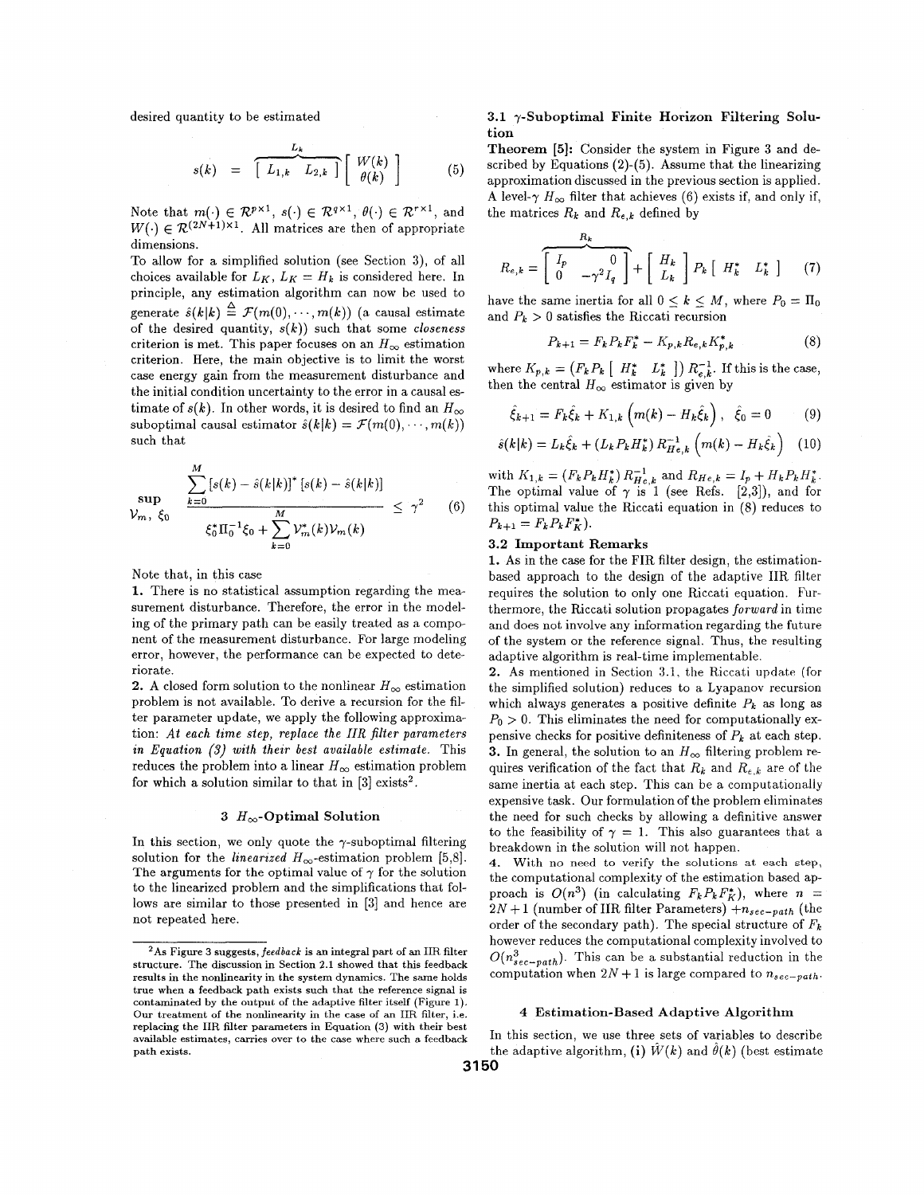desired quantity to be estimated

$$s(k) = \overbrace{\left[ \begin{array}{cc} L_{1,k} & L_{2,k} \end{array} \right]}^{L_k} \left[ \begin{array}{c} W(k) \\ \theta(k) \end{array} \right] \quad (5)$$

Note that $m(\cdot) \in \mathcal{R}^{p\times 1}$, $s(\cdot) \in \mathcal{R}^{q\times 1}$, $\theta(\cdot) \in \mathcal{R}^{r\times 1}$, and $W(\cdot) \in \mathcal{R}^{(2N+1)\times 1}$. All matrices are then of appropriate dimensions.

To allow for a simplified solution (see Section 3), of all choices available for $L_K$, $L_K = H_k$ is considered here. In principle, any estimation algorithm can now be used to generate $\hat{s}(k|k) \stackrel{\Delta}{=} \mathcal{F}(m(0), \cdots, m(k))$ (a causal estimate of the desired quantity, $s(k)$) such that some *closeness* criterion is met. This paper focuses on an $H_\infty$ estimation criterion. Here, the main objective is to limit the worst case energy gain from the measurement disturbance and the initial condition uncertainty to the error in a causal estimate of $s(k)$. In other words, it is desired to find an $H_\infty$ suboptimal causal estimator $\hat{s}(k|k) = \mathcal{F}(m(0), \cdots, m(k))$ such that

$$\sup_{\mathcal{V}_m,\ \xi_0} \frac{\sum_{k=0}^{M} [s(k) - \hat{s}(k|k)]^* [s(k) - \hat{s}(k|k)]}{\xi_0^* \Pi_0^{-1} \xi_0 + \sum_{k=0}^{M} \mathcal{V}_m^*(k) \mathcal{V}_m(k)} \leq \gamma^2 \quad (6)$$

Note that, in this case

**1.** There is no statistical assumption regarding the measurement disturbance. Therefore, the error in the modeling of the primary path can be easily treated as a component of the measurement disturbance. For large modeling error, however, the performance can be expected to deteriorate.

**2.** A closed form solution to the nonlinear $H_\infty$ estimation problem is not available. To derive a recursion for the filter parameter update, we apply the following approximation: *At each time step, replace the IIR filter parameters in Equation (3) with their best available estimate.* This reduces the problem into a linear $H_\infty$ estimation problem for which a solution similar to that in [3] exists[2].

## 3 $H_\infty$-Optimal Solution

In this section, we only quote the $\gamma$-suboptimal filtering solution for the *linearized* $H_\infty$-estimation problem [5,8]. The arguments for the optimal value of $\gamma$ for the solution to the linearized problem and the simplifications that follows are similar to those presented in [3] and hence are not repeated here.

[2] As Figure 3 suggests, *feedback* is an integral part of an IIR filter structure. The discussion in Section 2.1 showed that this feedback results in the nonlinearity in the system dynamics. The same holds true when a feedback path exists such that the reference signal is contaminated by the output of the adaptive filter itself (Figure 1). Our treatment of the nonlinearity in the case of an IIR filter, i.e. replacing the IIR filter parameters in Equation (3) with their best available estimates, carries over to the case where such a feedback path exists.

### 3.1 $\gamma$-Suboptimal Finite Horizon Filtering Solution

**Theorem [5]:** Consider the system in Figure 3 and described by Equations (2)-(5). Assume that the linearizing approximation discussed in the previous section is applied. A level-$\gamma$ $H_\infty$ filter that achieves (6) exists if, and only if, the matrices $R_k$ and $R_{e,k}$ defined by

$$R_{e,k} = \overbrace{\left[ \begin{array}{cc} I_p & 0 \\ 0 & -\gamma^2 I_q \end{array} \right]}^{R_k} + \left[ \begin{array}{c} H_k \\ L_k \end{array} \right] P_k \left[ \begin{array}{cc} H_k^* & L_k^* \end{array} \right] \quad (7)$$

have the same inertia for all $0 \leq k \leq M$, where $P_0 = \Pi_0$ and $P_k > 0$ satisfies the Riccati recursion

$$P_{k+1} = F_k P_k F_k^* - K_{p,k} R_{e,k} K_{p,k}^* \quad (8)$$

where $K_{p,k} = \left( F_k P_k \left[ \begin{array}{cc} H_k^* & L_k^* \end{array} \right] \right) R_{e,k}^{-1}$. If this is the case, then the central $H_\infty$ estimator is given by

$$\hat{\xi}_{k+1} = F_k \hat{\xi}_k + K_{1,k} \left( m(k) - H_k \hat{\xi}_k \right), \quad \hat{\xi}_0 = 0 \quad (9)$$

$$\hat{s}(k|k) = L_k \hat{\xi}_k + \left( L_k P_k H_k^* \right) R_{He,k}^{-1} \left( m(k) - H_k \hat{\xi}_k \right) \quad (10)$$

with $K_{1,k} = \left( F_k P_k H_k^* \right) R_{He,k}^{-1}$ and $R_{He,k} = I_p + H_k P_k H_k^*$. The optimal value of $\gamma$ is 1 (see Refs. [2,3]), and for this optimal value the Riccati equation in (8) reduces to $P_{k+1} = F_k P_k F_K^*$).

### 3.2 Important Remarks

**1.** As in the case for the FIR filter design, the estimation-based approach to the design of the adaptive IIR filter requires the solution to only one Riccati equation. Furthermore, the Riccati solution propagates *forward* in time and does not involve any information regarding the future of the system or the reference signal. Thus, the resulting adaptive algorithm is real-time implementable.

**2.** As mentioned in Section 3.1, the Riccati update (for the simplified solution) reduces to a Lyapanov recursion which always generates a positive definite $P_k$ as long as $P_0 > 0$. This eliminates the need for computationally expensive checks for positive definiteness of $P_k$ at each step.

**3.** In general, the solution to an $H_\infty$ filtering problem requires verification of the fact that $R_k$ and $R_{e,k}$ are of the same inertia at each step. This can be a computationally expensive task. Our formulation of the problem eliminates the need for such checks by allowing a definitive answer to the feasibility of $\gamma = 1$. This also guarantees that a breakdown in the solution will not happen.

**4.** With no need to verify the solutions at each step, the computational complexity of the estimation based approach is $O(n^3)$ (in calculating $F_k P_k F_K^*$), where $n = 2N + 1$ (number of IIR filter Parameters) $+ n_{sec-path}$ (the order of the secondary path). The special structure of $F_k$ however reduces the computational complexity involved to $O(n_{sec-path}^3)$. This can be a substantial reduction in the computation when $2N + 1$ is large compared to $n_{sec-path}$.

## 4 Estimation-Based Adaptive Algorithm

In this section, we use three sets of variables to describe the adaptive algorithm, (i) $\hat{W}(k)$ and $\hat{\theta}(k)$ (best estimate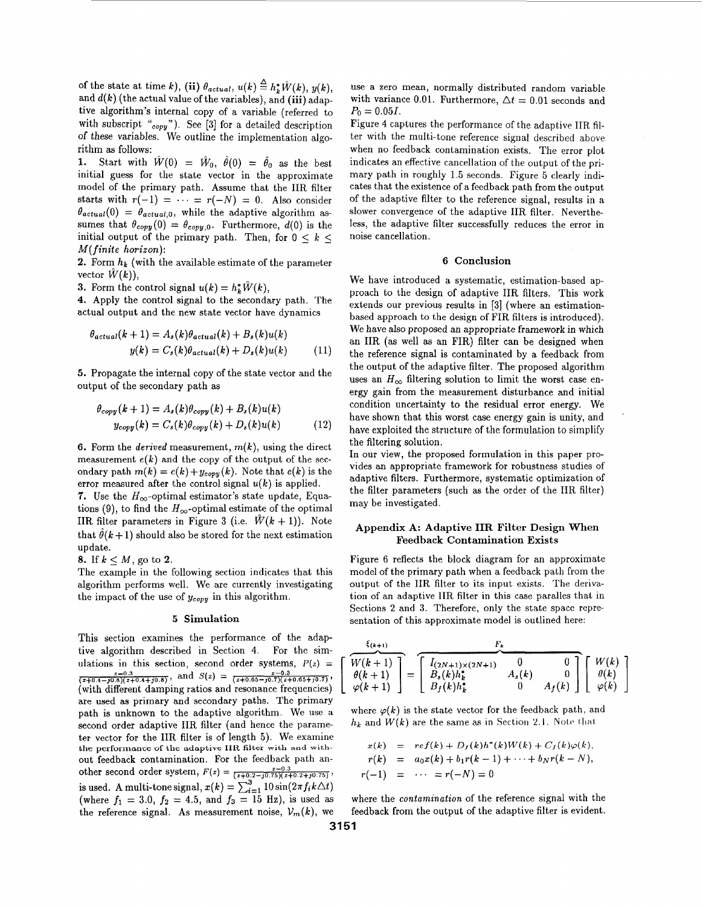of the state at time $k$), **(ii)** $\theta_{actual}$, $u(k) \triangleq h_k^* \hat{W}(k)$, $y(k)$, and $d(k)$ (the actual value of the variables), and **(iii)** adaptive algorithm's internal copy of a variable (referred to with subscript "$_{copy}$"). See [3] for a detailed description of these variables. We outline the implementation algorithm as follows:

**1.** Start with $\hat{W}(0) = \hat{W}_0$, $\hat{\theta}(0) = \hat{\theta}_0$ as the best initial guess for the state vector in the approximate model of the primary path. Assume that the IIR filter starts with $r(-1) = \cdots = r(-N) = 0$. Also consider $\theta_{actual}(0) = \theta_{actual,0}$, while the adaptive algorithm assumes that $\theta_{copy}(0) = \theta_{copy,0}$. Furthermore, $d(0)$ is the initial output of the primary path. Then, for $0 \le k \le M$(*finite horizon*):

**2.** Form $h_k$ (with the available estimate of the parameter vector $\hat{W}(k)$),

**3.** Form the control signal $u(k) = h_k^* \hat{W}(k)$,

**4.** Apply the control signal to the secondary path. The actual output and the new state vector have dynamics

$$
\begin{aligned}
\theta_{actual}(k+1) &= A_s(k)\theta_{actual}(k) + B_s(k)u(k) \\
y(k) &= C_s(k)\theta_{actual}(k) + D_s(k)u(k)
\end{aligned} \tag{11}
$$

**5.** Propagate the internal copy of the state vector and the output of the secondary path as

$$
\begin{aligned}
\theta_{copy}(k+1) &= A_s(k)\theta_{copy}(k) + B_s(k)u(k) \\
y_{copy}(k) &= C_s(k)\theta_{copy}(k) + D_s(k)u(k)
\end{aligned} \tag{12}
$$

**6.** Form the *derived* measurement, $m(k)$, using the direct measurement $e(k)$ and the copy of the output of the secondary path $m(k) = e(k) + y_{copy}(k)$. Note that $e(k)$ is the error measured after the control signal $u(k)$ is applied.

**7.** Use the $H_\infty$-optimal estimator's state update, Equations (9), to find the $H_\infty$-optimal estimate of the optimal IIR filter parameters in Figure 3 (i.e. $\hat{W}(k+1)$). Note that $\hat{\theta}(k+1)$ should also be stored for the next estimation update.

**8.** If $k \le M$, go to **2**.

The example in the following section indicates that this algorithm performs well. We are currently investigating the impact of the use of $y_{copy}$ in this algorithm.

## 5 Simulation

This section examines the performance of the adaptive algorithm described in Section 4. For the simulations in this section, second order systems, $P(z) = \frac{z-0.3}{(z+0.4-j0.8)(z+0.4+j0.8)}$, and $S(z) = \frac{z-0.3}{(z+0.65-j0.7)(z+0.65+j0.7)}$, (with different damping ratios and resonance frequencies) are used as primary and secondary paths. The primary path is unknown to the adaptive algorithm. We use a second order adaptive IIR filter (and hence the parameter vector for the IIR filter is of length 5). We examine the performance of the adaptive IIR filter with and without feedback contamination. For the feedback path another second order system, $F(z) = \frac{z-0.3}{(z+0.2-j0.75)(z+0.2+j0.75)}$, is used. A multi-tone signal, $x(k) = \sum_{i=1}^{3} 10\sin(2\pi f_i k\Delta t)$ (where $f_1 = 3.0$, $f_2 = 4.5$, and $f_3 = 15$ Hz), is used as the reference signal. As measurement noise, $\mathcal{V}_m(k)$, we use a zero mean, normally distributed random variable with variance 0.01. Furthermore, $\Delta t = 0.01$ seconds and $P_0 = 0.05I$.

Figure 4 captures the performance of the adaptive IIR filter with the multi-tone reference signal described above when no feedback contamination exists. The error plot indicates an effective cancellation of the output of the primary path in roughly 1.5 seconds. Figure 5 clearly indicates that the existence of a feedback path from the output of the adaptive filter to the reference signal, results in a slower convergence of the adaptive IIR filter. Nevertheless, the adaptive filter successfully reduces the error in noise cancellation.

## 6 Conclusion

We have introduced a systematic, estimation-based approach to the design of adaptive IIR filters. This work extends our previous results in [3] (where an estimation-based approach to the design of FIR filters is introduced). We have also proposed an appropriate framework in which an IIR (as well as an FIR) filter can be designed when the reference signal is contaminated by a feedback from the output of the adaptive filter. The proposed algorithm uses an $H_\infty$ filtering solution to limit the worst case energy gain from the measurement disturbance and initial condition uncertainty to the residual error energy. We have shown that this worst case energy gain is unity, and have exploited the structure of the formulation to simplify the filtering solution.

In our view, the proposed formulation in this paper provides an appropriate framework for robustness studies of adaptive filters. Furthermore, systematic optimization of the filter parameters (such as the order of the IIR filter) may be investigated.

### Appendix A: Adaptive IIR Filter Design When Feedback Contamination Exists

Figure 6 reflects the block diagram for an approximate model of the primary path when a feedback path from the output of the IIR filter to its input exists. The derivation of an adaptive IIR filter in this case parallels that in Sections 2 and 3. Therefore, only the state space representation of this approximate model is outlined here:

$$
\overbrace{\begin{bmatrix} W(k+1) \\ \theta(k+1) \\ \varphi(k+1) \end{bmatrix}}^{\xi(k+1)} = \overbrace{\begin{bmatrix} I_{(2N+1)\times(2N+1)} & 0 & 0 \\ B_s(k)h_k^* & A_s(k) & 0 \\ B_f(k)h_k^* & 0 & A_f(k) \end{bmatrix}}^{F_k} \begin{bmatrix} W(k) \\ \theta(k) \\ \varphi(k) \end{bmatrix}
$$

where $\varphi(k)$ is the state vector for the feedback path, and $h_k$ and $W(k)$ are the same as in Section 2.1. Note that

$$
\begin{aligned}
x(k) &= ref(k) + D_f(k)h^*(k)W(k) + C_f(k)\varphi(k), \\
r(k) &= a_0 x(k) + b_1 r(k-1) + \cdots + b_N r(k-N), \\
r(-1) &= \cdots = r(-N) = 0
\end{aligned}
$$

where the *contamination* of the reference signal with the feedback from the output of the adaptive filter is evident.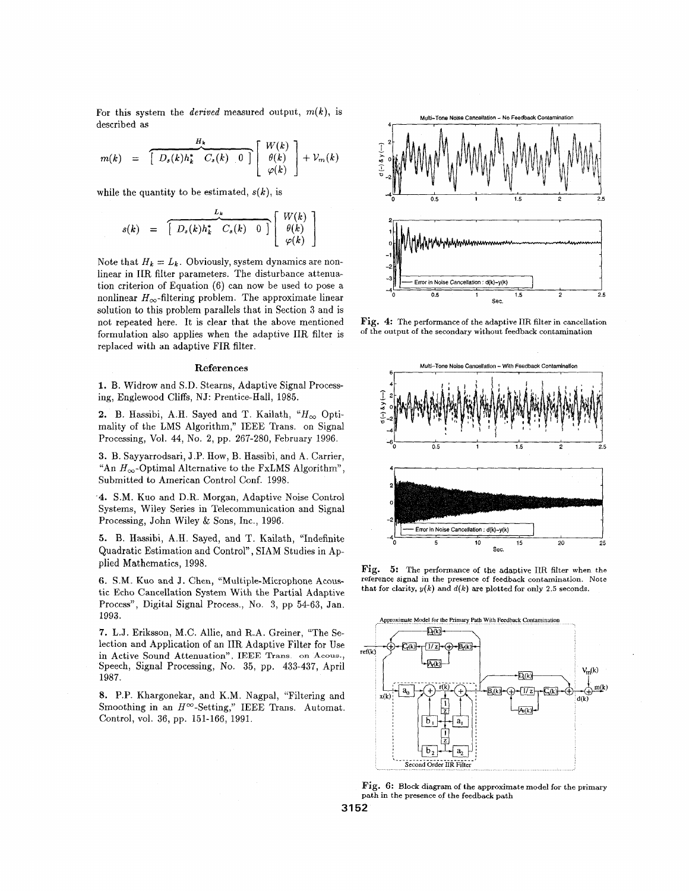For this system the *derived* measured output, $m(k)$, is described as

$$m(k) = \overbrace{\left[ \begin{array}{ccc} D_s(k)h_k^* & C_s(k) & 0 \end{array} \right]}^{H_k} \left[ \begin{array}{c} W(k) \\ \theta(k) \\ \varphi(k) \end{array} \right] + V_m(k)$$

while the quantity to be estimated, $s(k)$, is

$$s(k) = \overbrace{\left[ \begin{array}{ccc} D_s(k)h_k^* & C_s(k) & 0 \end{array} \right]}^{L_k} \left[ \begin{array}{c} W(k) \\ \theta(k) \\ \varphi(k) \end{array} \right]$$

Note that $H_k = L_k$. Obviously, system dynamics are nonlinear in IIR filter parameters. The disturbance attenuation criterion of Equation (6) can now be used to pose a nonlinear $H_\infty$-filtering problem. The approximate linear solution to this problem parallels that in Section 3 and is not repeated here. It is clear that the above mentioned formulation also applies when the adaptive IIR filter is replaced with an adaptive FIR filter.

## References

1. B. Widrow and S.D. Stearns, Adaptive Signal Processing, Englewood Cliffs, NJ: Prentice-Hall, 1985.

2. B. Hassibi, A.H. Sayed and T. Kailath, "$H_\infty$ Optimality of the LMS Algorithm," IEEE Trans. on Signal Processing, Vol. 44, No. 2, pp. 267-280, February 1996.

3. B. Sayyarrodsari, J.P. How, B. Hassibi, and A. Carrier, "An $H_\infty$-Optimal Alternative to the FxLMS Algorithm", Submitted to American Control Conf. 1998.

4. S.M. Kuo and D.R. Morgan, Adaptive Noise Control Systems, Wiley Series in Telecommunication and Signal Processing, John Wiley & Sons, Inc., 1996.

5. B. Hassibi, A.H. Sayed, and T. Kailath, "Indefinite Quadratic Estimation and Control", SIAM Studies in Applied Mathematics, 1998.

6. S.M. Kuo and J. Chen, "Multiple-Microphone Acoustic Echo Cancellation System With the Partial Adaptive Process", Digital Signal Process., No. 3, pp 54-63, Jan. 1993.

7. L.J. Eriksson, M.C. Allie, and R.A. Greiner, "The Selection and Application of an IIR Adaptive Filter for Use in Active Sound Attenuation", IEEE Trans. on Acous., Speech, Signal Processing, No. 35, pp. 433-437, April 1987.

8. P.P. Khargonekar, and K.M. Nagpal, "Filtering and Smoothing in an $H^\infty$-Setting," IEEE Trans. Automat. Control, vol. 36, pp. 151-166, 1991.

Multi-Tone Noise Cancellation – No Feedback Contamination

d(–) & y(--)

Error in Noise Cancellation : d(k)-y(k)

Sec.

**Fig. 4:** The performance of the adaptive IIR filter in cancellation of the output of the secondary without feedback contamination

Multi-Tone Noise Cancellation – With Feedback Contamination

d(–) & y(--)

Error in Noise Cancellation : d(k)-y(k)

Sec.

**Fig. 5:** The performance of the adaptive IIR filter when the reference signal in the presence of feedback contamination. Note that for clarity, $y(k)$ and $d(k)$ are plotted for only 2.5 seconds.

Approximate Model for the Primary Path With Feedback Contamination

ref(k), $D_f(k)$, $C_f(k)$, 1/z, $B_f(k)$, $A_f(k)$, x(k), $a_0$, r(k), $b_1$, $a_1$, $b_2$, $a_2$, 1/z, $D_s(k)$, $B_s(k)$, $C_s(k)$, $A_s(k)$, $V_m(k)$, m(k), d(k)

Second Order IIR Filter

**Fig. 6:** Block diagram of the approximate model for the primary path in the presence of the feedback path